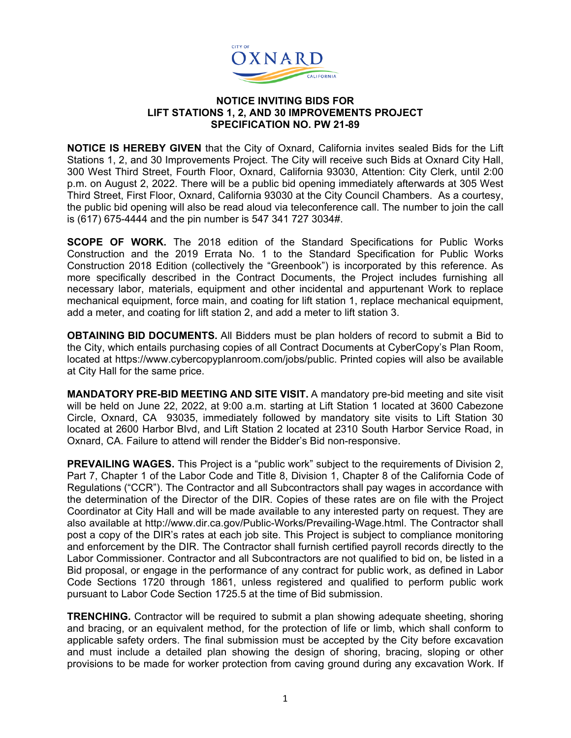# NOTICE INVITING BIDS FOR LIFT STATIONS 1, 2, AND 30 IMPROVEMENTS PROJECT SPECIFICATION NO. PW 21-89

**NOTICE IS HEREBY GIVEN** that the City of Oxnard, California invites sealed Bids for the Lift Stations 1, 2, and 30 Improvements Project. The City will receive such Bids at Oxnard City Hall, 300 West Third Street, Fourth Floor, Oxnard, California 93030, Attention: City Clerk, until 2:00 p.m. on August 2, 2022. There will be a public bid opening immediately afterwards at 305 West Third Street, First Floor, Oxnard, California 93030 at the City Council Chambers. As a courtesy, the public bid opening will also be read aloud via teleconference call. The number to join the call is (617) 675-4444 and the pin number is 547 341 727 3034#.

**SCOPE OF WORK.** The 2018 edition of the Standard Specifications for Public Works Construction and the 2019 Errata No. 1 to the Standard Specification for Public Works Construction 2018 Edition (collectively the "Greenbook") is incorporated by this reference. As more specifically described in the Contract Documents, the Project includes furnishing all necessary labor, materials, equipment and other incidental and appurtenant Work to replace mechanical equipment, force main, and coating for lift station 1, replace mechanical equipment, add a meter, and coating for lift station 2, and add a meter to lift station 3.

**OBTAINING BID DOCUMENTS.** All Bidders must be plan holders of record to submit a Bid to the City, which entails purchasing copies of all Contract Documents at CyberCopy's Plan Room, located at https://www.cybercopyplanroom.com/jobs/public. Printed copies will also be available at City Hall for the same price.

**MANDATORY PRE-BID MEETING AND SITE VISIT.** A mandatory pre-bid meeting and site visit will be held on June 22, 2022, at 9:00 a.m. starting at Lift Station 1 located at 3600 Cabezone Circle, Oxnard, CA 93035, immediately followed by mandatory site visits to Lift Station 30 located at 2600 Harbor Blvd, and Lift Station 2 located at 2310 South Harbor Service Road, in Oxnard, CA. Failure to attend will render the Bidder's Bid non-responsive.

**PREVAILING WAGES.** This Project is a "public work" subject to the requirements of Division 2, Part 7, Chapter 1 of the Labor Code and Title 8, Division 1, Chapter 8 of the California Code of Regulations ("CCR"). The Contractor and all Subcontractors shall pay wages in accordance with the determination of the Director of the DIR. Copies of these rates are on file with the Project Coordinator at City Hall and will be made available to any interested party on request. They are also available at http://www.dir.ca.gov/Public-Works/Prevailing-Wage.html. The Contractor shall post a copy of the DIR's rates at each job site. This Project is subject to compliance monitoring and enforcement by the DIR. The Contractor shall furnish certified payroll records directly to the Labor Commissioner. Contractor and all Subcontractors are not qualified to bid on, be listed in a Bid proposal, or engage in the performance of any contract for public work, as defined in Labor Code Sections 1720 through 1861, unless registered and qualified to perform public work pursuant to Labor Code Section 1725.5 at the time of Bid submission.

**TRENCHING.** Contractor will be required to submit a plan showing adequate sheeting, shoring and bracing, or an equivalent method, for the protection of life or limb, which shall conform to applicable safety orders. The final submission must be accepted by the City before excavation and must include a detailed plan showing the design of shoring, bracing, sloping or other provisions to be made for worker protection from caving ground during any excavation Work. If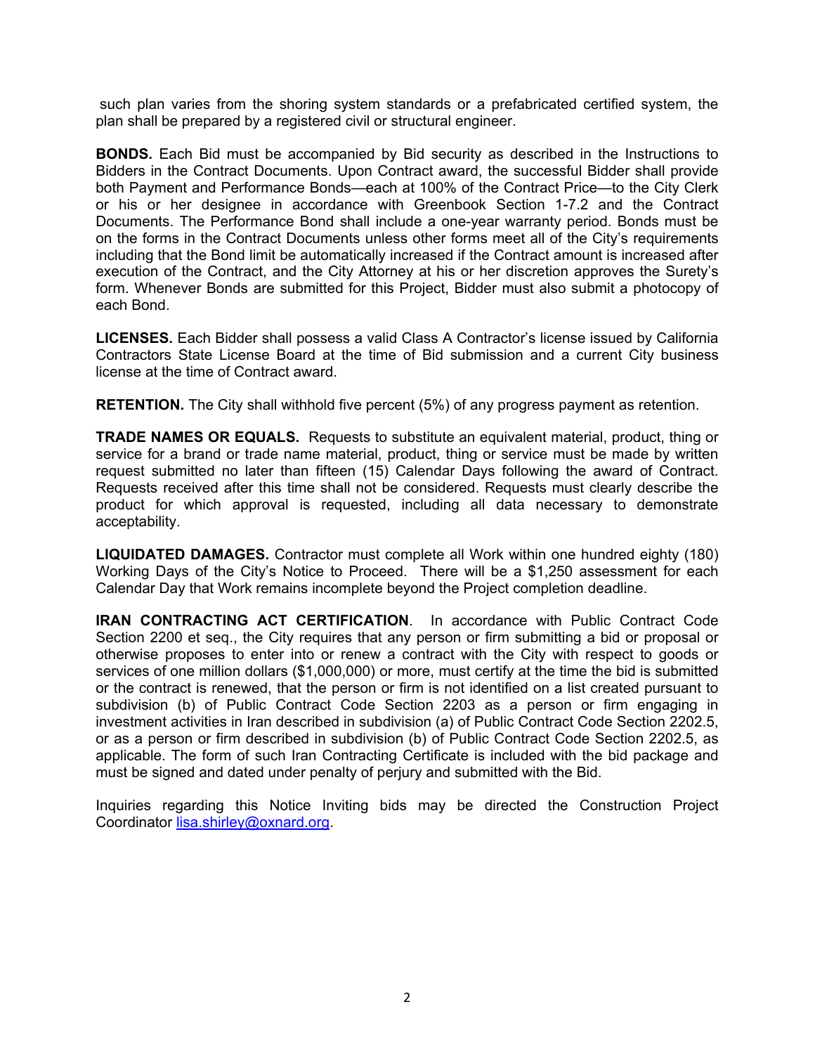such plan varies from the shoring system standards or a prefabricated certified system, the plan shall be prepared by a registered civil or structural engineer.

**BONDS.** Each Bid must be accompanied by Bid security as described in the Instructions to Bidders in the Contract Documents. Upon Contract award, the successful Bidder shall provide both Payment and Performance Bonds—each at 100% of the Contract Price—to the City Clerk or his or her designee in accordance with Greenbook Section 1-7.2 and the Contract Documents. The Performance Bond shall include a one-year warranty period. Bonds must be on the forms in the Contract Documents unless other forms meet all of the City's requirements including that the Bond limit be automatically increased if the Contract amount is increased after execution of the Contract, and the City Attorney at his or her discretion approves the Surety's form. Whenever Bonds are submitted for this Project, Bidder must also submit a photocopy of each Bond.

**LICENSES.** Each Bidder shall possess a valid Class A Contractor's license issued by California Contractors State License Board at the time of Bid submission and a current City business license at the time of Contract award.

**RETENTION.** The City shall withhold five percent (5%) of any progress payment as retention.

**TRADE NAMES OR EQUALS.** Requests to substitute an equivalent material, product, thing or service for a brand or trade name material, product, thing or service must be made by written request submitted no later than fifteen (15) Calendar Days following the award of Contract. Requests received after this time shall not be considered. Requests must clearly describe the product for which approval is requested, including all data necessary to demonstrate acceptability.

**LIQUIDATED DAMAGES.** Contractor must complete all Work within one hundred eighty (180) Working Days of the City's Notice to Proceed. There will be a $1,250 assessment for each Calendar Day that Work remains incomplete beyond the Project completion deadline.

**IRAN CONTRACTING ACT CERTIFICATION**. In accordance with Public Contract Code Section 2200 et seq., the City requires that any person or firm submitting a bid or proposal or otherwise proposes to enter into or renew a contract with the City with respect to goods or services of one million dollars ($1,000,000) or more, must certify at the time the bid is submitted or the contract is renewed, that the person or firm is not identified on a list created pursuant to subdivision (b) of Public Contract Code Section 2203 as a person or firm engaging in investment activities in Iran described in subdivision (a) of Public Contract Code Section 2202.5, or as a person or firm described in subdivision (b) of Public Contract Code Section 2202.5, as applicable. The form of such Iran Contracting Certificate is included with the bid package and must be signed and dated under penalty of perjury and submitted with the Bid.

Inquiries regarding this Notice Inviting bids may be directed the Construction Project Coordinator lisa.shirley@oxnard.org.